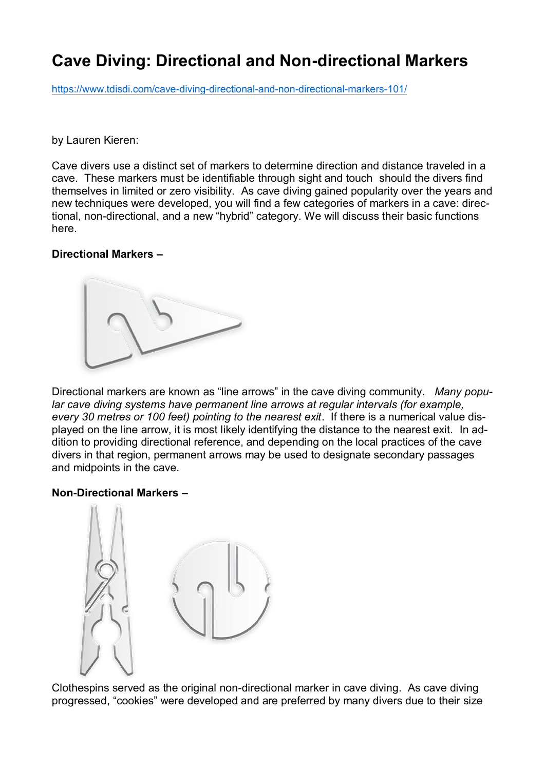# Cave Diving: Directional and Non-directional Markers

https://www.tdisdi.com/cave-diving-directional-and-non-directional-markers-101/

by Lauren Kieren:

Cave divers use a distinct set of markers to determine direction and distance traveled in a cave. These markers must be identifiable through sight and touch should the divers find themselves in limited or zero visibility. As cave diving gained popularity over the years and new techniques were developed, you will find a few categories of markers in a cave: directional, non-directional, and a new "hybrid" category. We will discuss their basic functions here.

**Directional Markers –**

Directional markers are known as "line arrows" in the cave diving community. *Many popular cave diving systems have permanent line arrows at regular intervals (for example, every 30 metres or 100 feet) pointing to the nearest exit*. If there is a numerical value displayed on the line arrow, it is most likely identifying the distance to the nearest exit. In addition to providing directional reference, and depending on the local practices of the cave divers in that region, permanent arrows may be used to designate secondary passages and midpoints in the cave.

**Non-Directional Markers –**

Clothespins served as the original non-directional marker in cave diving. As cave diving progressed, "cookies" were developed and are preferred by many divers due to their size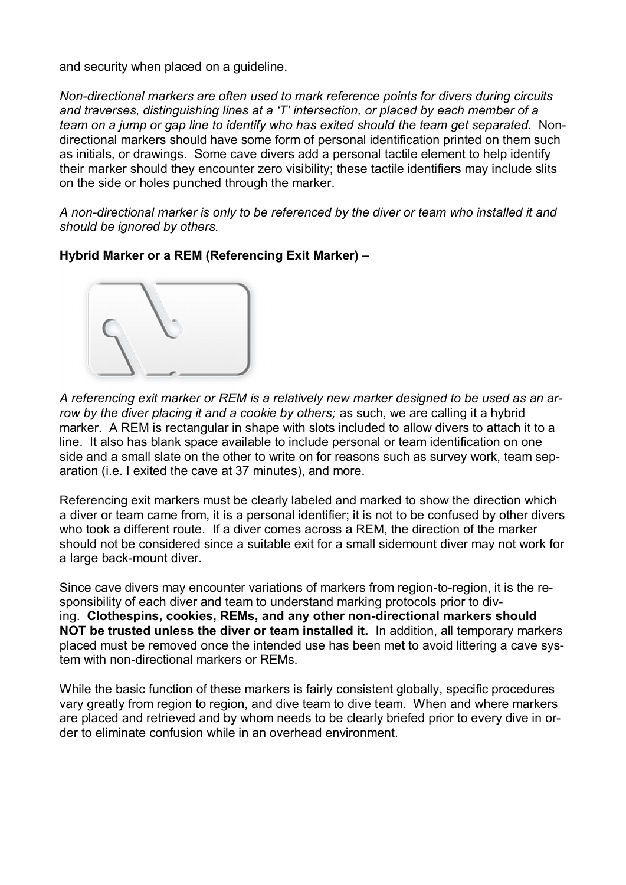and security when placed on a guideline.

*Non-directional markers are often used to mark reference points for divers during circuits and traverses, distinguishing lines at a 'T' intersection, or placed by each member of a team on a jump or gap line to identify who has exited should the team get separated.* Non-directional markers should have some form of personal identification printed on them such as initials, or drawings. Some cave divers add a personal tactile element to help identify their marker should they encounter zero visibility; these tactile identifiers may include slits on the side or holes punched through the marker.

*A non-directional marker is only to be referenced by the diver or team who installed it and should be ignored by others.*

**Hybrid Marker or a REM (Referencing Exit Marker) –**

*A referencing exit marker or REM is a relatively new marker designed to be used as an arrow by the diver placing it and a cookie by others;* as such, we are calling it a hybrid marker. A REM is rectangular in shape with slots included to allow divers to attach it to a line. It also has blank space available to include personal or team identification on one side and a small slate on the other to write on for reasons such as survey work, team separation (i.e. I exited the cave at 37 minutes), and more.

Referencing exit markers must be clearly labeled and marked to show the direction which a diver or team came from, it is a personal identifier; it is not to be confused by other divers who took a different route. If a diver comes across a REM, the direction of the marker should not be considered since a suitable exit for a small sidemount diver may not work for a large back-mount diver.

Since cave divers may encounter variations of markers from region-to-region, it is the responsibility of each diver and team to understand marking protocols prior to diving. **Clothespins, cookies, REMs, and any other non-directional markers should NOT be trusted unless the diver or team installed it.** In addition, all temporary markers placed must be removed once the intended use has been met to avoid littering a cave system with non-directional markers or REMs.

While the basic function of these markers is fairly consistent globally, specific procedures vary greatly from region to region, and dive team to dive team. When and where markers are placed and retrieved and by whom needs to be clearly briefed prior to every dive in order to eliminate confusion while in an overhead environment.